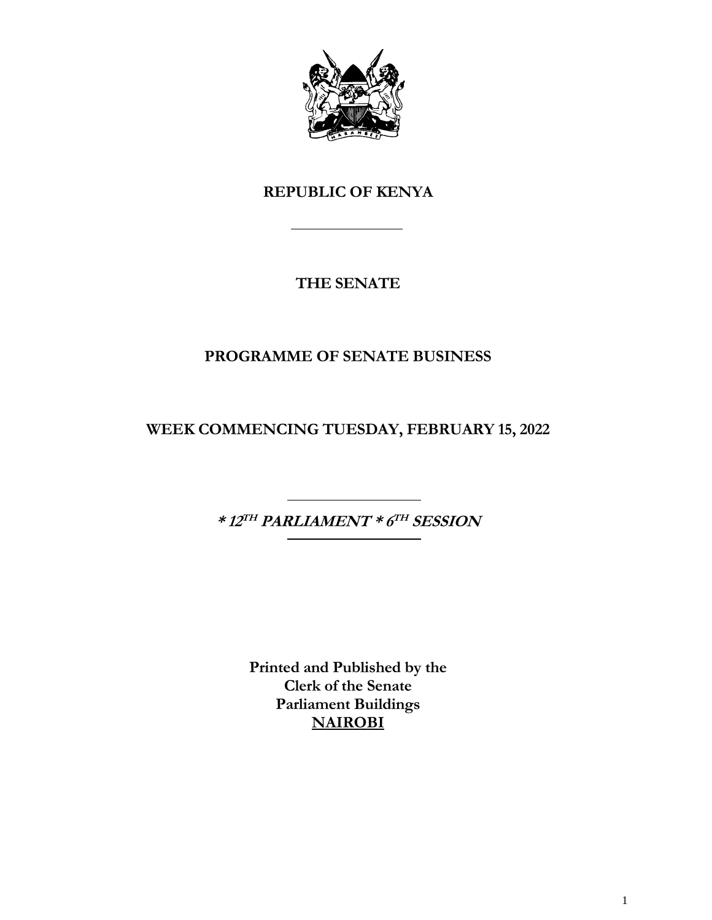# REPUBLIC OF KENYA

---

## THE SENATE

## PROGRAMME OF SENATE BUSINESS

## WEEK COMMENCING TUESDAY, FEBRUARY 15, 2022

---

***\* 12TH PARLIAMENT \* 6TH SESSION***

---

**Printed and Published by the**
**Clerk of the Senate**
**Parliament Buildings**
**NAIROBI**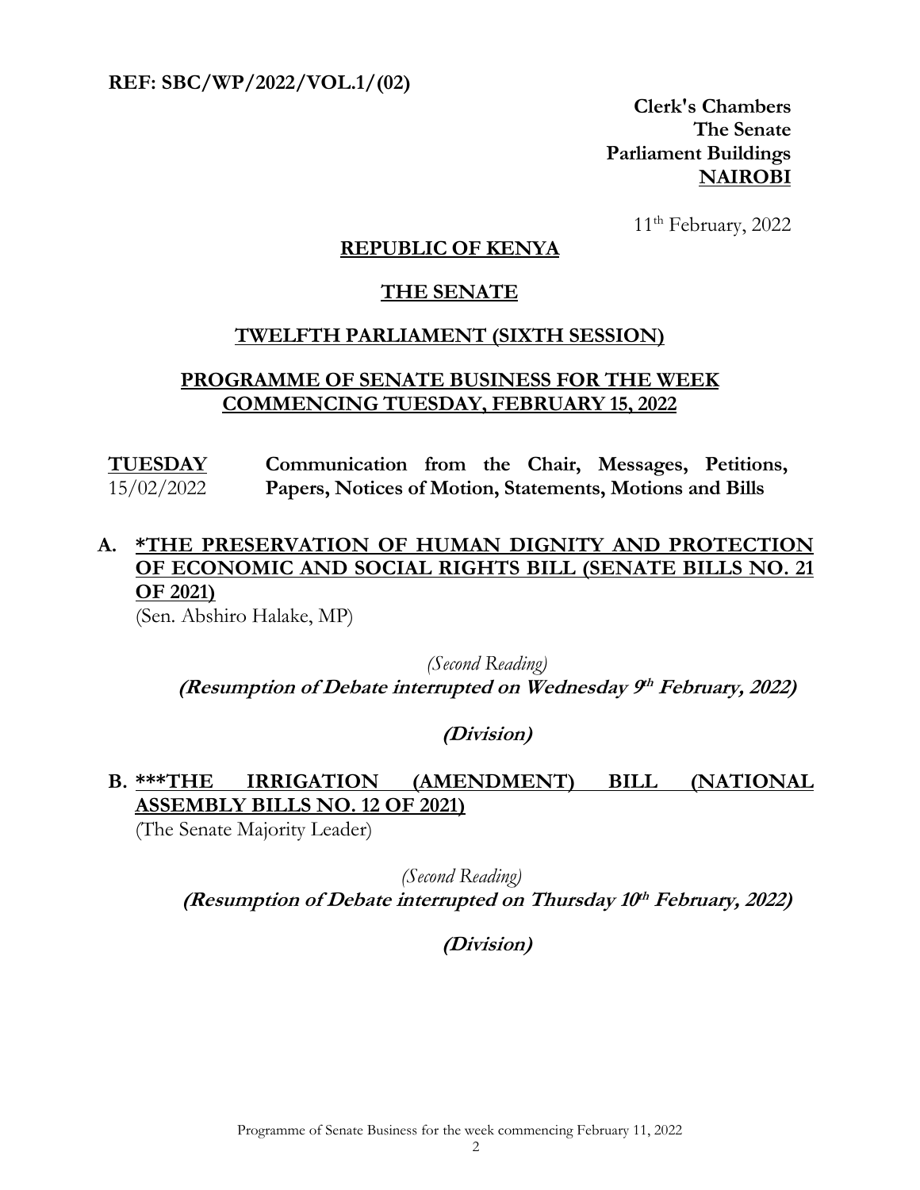**REF: SBC/WP/2022/VOL.1/(02)**

**Clerk's Chambers**
**The Senate**
**Parliament Buildings**
**NAIROBI**

11th February, 2022

## REPUBLIC OF KENYA

## THE SENATE

## TWELFTH PARLIAMENT (SIXTH SESSION)

## PROGRAMME OF SENATE BUSINESS FOR THE WEEK COMMENCING TUESDAY, FEBRUARY 15, 2022

**TUESDAY** 15/02/2022 — **Communication from the Chair, Messages, Petitions, Papers, Notices of Motion, Statements, Motions and Bills**

**A. *THE PRESERVATION OF HUMAN DIGNITY AND PROTECTION OF ECONOMIC AND SOCIAL RIGHTS BILL (SENATE BILLS NO. 21 OF 2021)**
(Sen. Abshiro Halake, MP)

*(Second Reading)*
***(Resumption of Debate interrupted on Wednesday 9th February, 2022)***

***(Division)***

**B. ***THE IRRIGATION (AMENDMENT) BILL (NATIONAL ASSEMBLY BILLS NO. 12 OF 2021)**
(The Senate Majority Leader)

*(Second Reading)*
***(Resumption of Debate interrupted on Thursday 10th February, 2022)***

***(Division)***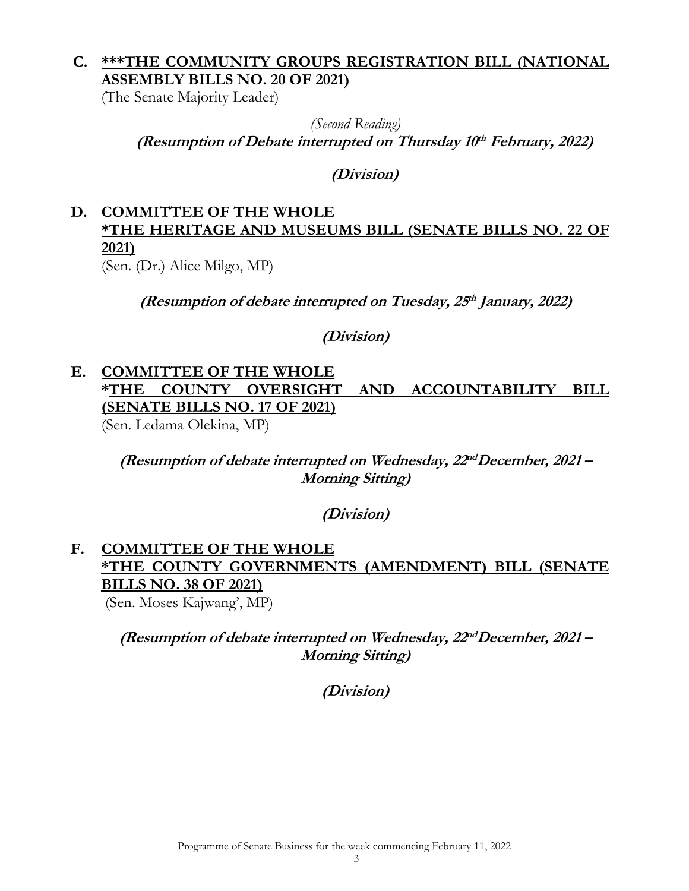**C. \*\*\*THE COMMUNITY GROUPS REGISTRATION BILL (NATIONAL ASSEMBLY BILLS NO. 20 OF 2021)**

(The Senate Majority Leader)

*(Second Reading)*

***(Resumption of Debate interrupted on Thursday 10th February, 2022)***

***(Division)***

**D. COMMITTEE OF THE WHOLE**
**\*THE HERITAGE AND MUSEUMS BILL (SENATE BILLS NO. 22 OF 2021)**

(Sen. (Dr.) Alice Milgo, MP)

***(Resumption of debate interrupted on Tuesday, 25th January, 2022)***

***(Division)***

**E. COMMITTEE OF THE WHOLE**
**\*THE COUNTY OVERSIGHT AND ACCOUNTABILITY BILL (SENATE BILLS NO. 17 OF 2021)**

(Sen. Ledama Olekina, MP)

***(Resumption of debate interrupted on Wednesday, 22nd December, 2021 – Morning Sitting)***

***(Division)***

**F. COMMITTEE OF THE WHOLE**
**\*THE COUNTY GOVERNMENTS (AMENDMENT) BILL (SENATE BILLS NO. 38 OF 2021)**

(Sen. Moses Kajwang', MP)

***(Resumption of debate interrupted on Wednesday, 22nd December, 2021 – Morning Sitting)***

***(Division)***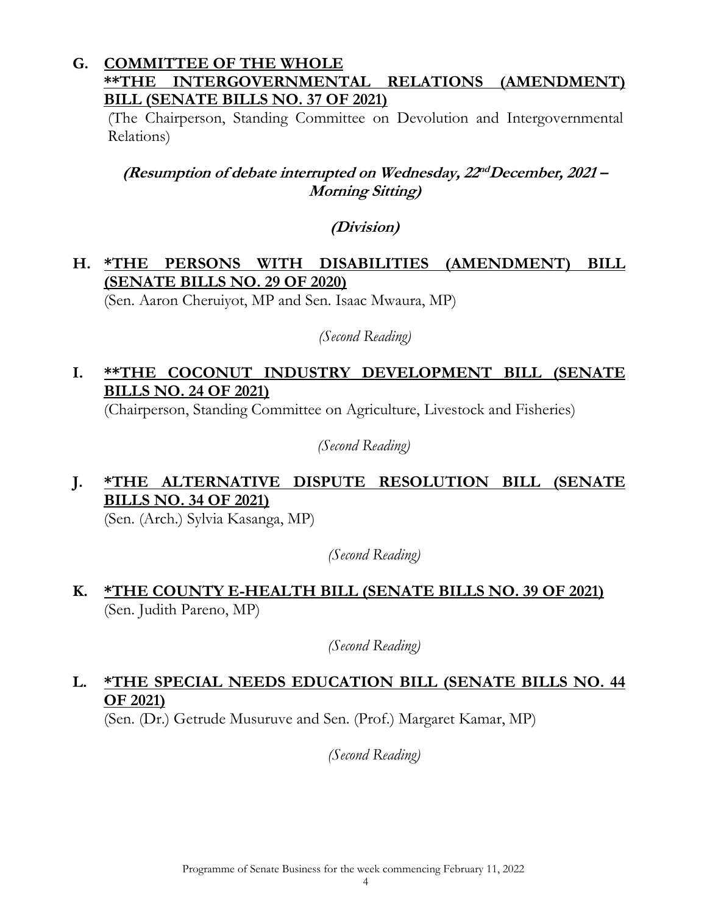**G. COMMITTEE OF THE WHOLE**
**\*\*THE INTERGOVERNMENTAL RELATIONS (AMENDMENT) BILL (SENATE BILLS NO. 37 OF 2021)**

(The Chairperson, Standing Committee on Devolution and Intergovernmental Relations)

***(Resumption of debate interrupted on Wednesday, 22nd December, 2021 – Morning Sitting)***

***(Division)***

**H. \*THE PERSONS WITH DISABILITIES (AMENDMENT) BILL (SENATE BILLS NO. 29 OF 2020)**

(Sen. Aaron Cheruiyot, MP and Sen. Isaac Mwaura, MP)

*(Second Reading)*

**I. \*\*THE COCONUT INDUSTRY DEVELOPMENT BILL (SENATE BILLS NO. 24 OF 2021)**

(Chairperson, Standing Committee on Agriculture, Livestock and Fisheries)

*(Second Reading)*

**J. \*THE ALTERNATIVE DISPUTE RESOLUTION BILL (SENATE BILLS NO. 34 OF 2021)**

(Sen. (Arch.) Sylvia Kasanga, MP)

*(Second Reading)*

**K. \*THE COUNTY E-HEALTH BILL (SENATE BILLS NO. 39 OF 2021)**

(Sen. Judith Pareno, MP)

*(Second Reading)*

**L. \*THE SPECIAL NEEDS EDUCATION BILL (SENATE BILLS NO. 44 OF 2021)**

(Sen. (Dr.) Getrude Musuruve and Sen. (Prof.) Margaret Kamar, MP)

*(Second Reading)*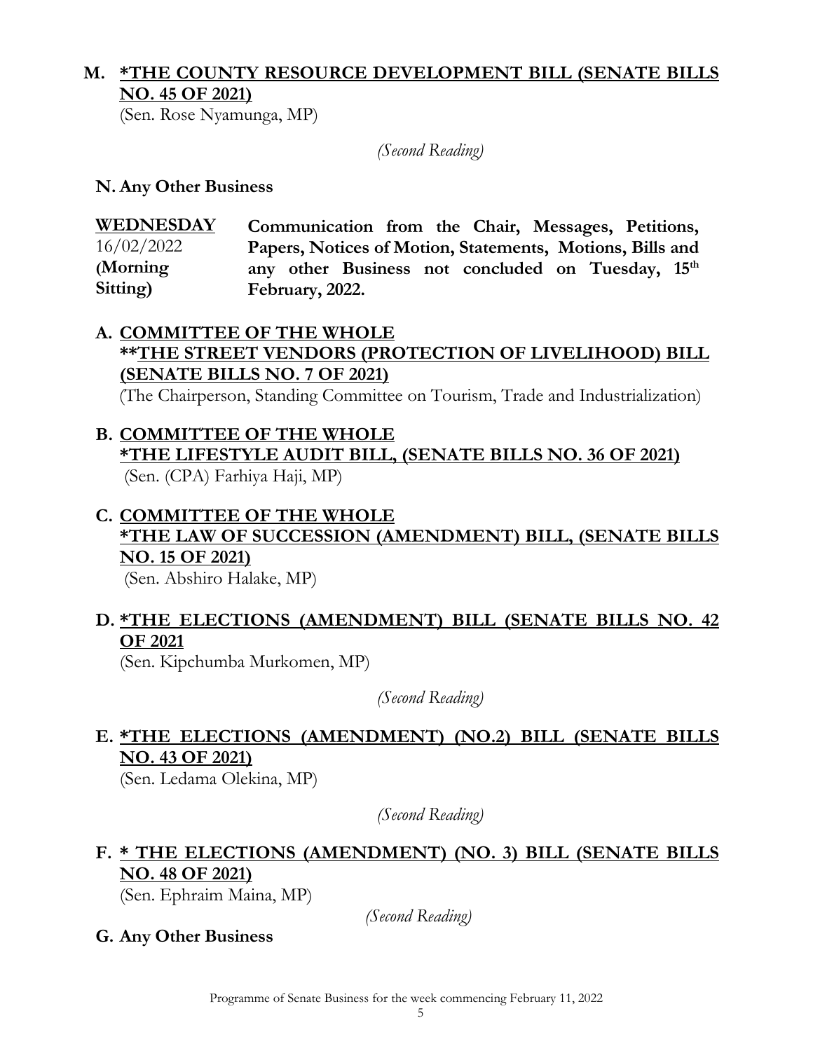**M. <u>*THE COUNTY RESOURCE DEVELOPMENT BILL (SENATE BILLS NO. 45 OF 2021)</u>**
(Sen. Rose Nyamunga, MP)

*(Second Reading)*

**N. Any Other Business**

| **WEDNESDAY** 16/02/2022 **(Morning Sitting)** | **Communication from the Chair, Messages, Petitions, Papers, Notices of Motion, Statements, Motions, Bills and any other Business not concluded on Tuesday, 15th February, 2022.** |
|---|---|

**A. <u>COMMITTEE OF THE WHOLE</u>**
**<u>**THE STREET VENDORS (PROTECTION OF LIVELIHOOD) BILL (SENATE BILLS NO. 7 OF 2021)</u>**
(The Chairperson, Standing Committee on Tourism, Trade and Industrialization)

**B. <u>COMMITTEE OF THE WHOLE</u>**
**<u>*THE LIFESTYLE AUDIT BILL, (SENATE BILLS NO. 36 OF 2021)</u>**
(Sen. (CPA) Farhiya Haji, MP)

**C. <u>COMMITTEE OF THE WHOLE</u>**
**<u>*THE LAW OF SUCCESSION (AMENDMENT) BILL, (SENATE BILLS NO. 15 OF 2021)</u>**
(Sen. Abshiro Halake, MP)

**D. <u>*THE ELECTIONS (AMENDMENT) BILL (SENATE BILLS NO. 42 OF 2021</u>**
(Sen. Kipchumba Murkomen, MP)

*(Second Reading)*

**E. <u>*THE ELECTIONS (AMENDMENT) (NO.2) BILL (SENATE BILLS NO. 43 OF 2021)</u>**
(Sen. Ledama Olekina, MP)

*(Second Reading)*

**F. <u>* THE ELECTIONS (AMENDMENT) (NO. 3) BILL (SENATE BILLS NO. 48 OF 2021)</u>**
(Sen. Ephraim Maina, MP)

*(Second Reading)*

**G. Any Other Business**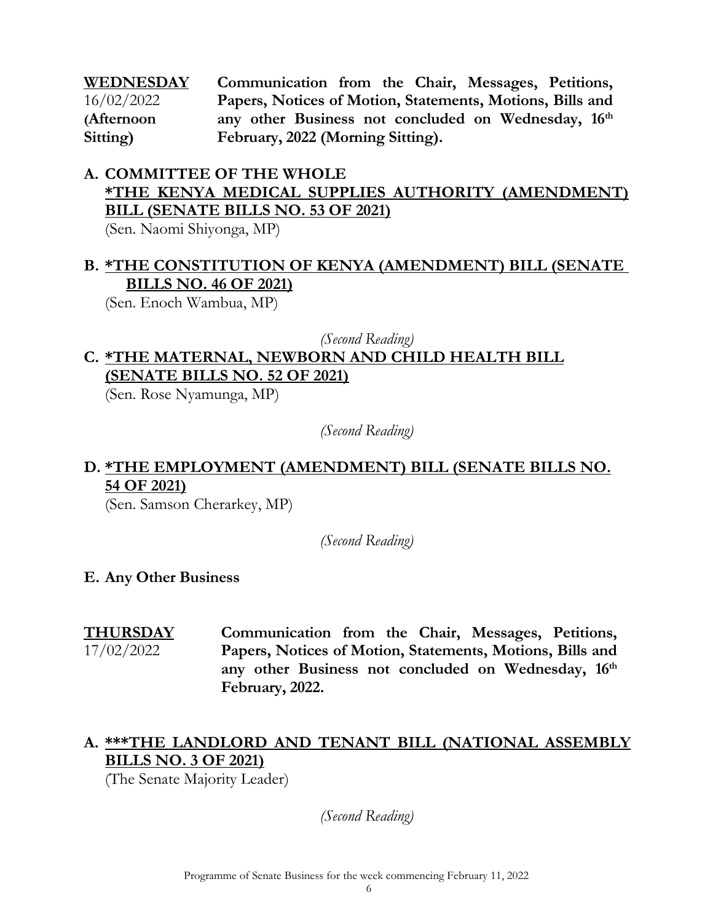**WEDNESDAY** 16/02/2022 **(Afternoon Sitting)** **Communication from the Chair, Messages, Petitions, Papers, Notices of Motion, Statements, Motions, Bills and any other Business not concluded on Wednesday, 16th February, 2022 (Morning Sitting).**

**A. COMMITTEE OF THE WHOLE**
**<u>*THE KENYA MEDICAL SUPPLIES AUTHORITY (AMENDMENT) BILL (SENATE BILLS NO. 53 OF 2021)</u>**
(Sen. Naomi Shiyonga, MP)

**B. <u>*THE CONSTITUTION OF KENYA (AMENDMENT) BILL (SENATE BILLS NO. 46 OF 2021)</u>**
(Sen. Enoch Wambua, MP)

*(Second Reading)*

**C. <u>*THE MATERNAL, NEWBORN AND CHILD HEALTH BILL (SENATE BILLS NO. 52 OF 2021)</u>**
(Sen. Rose Nyamunga, MP)

*(Second Reading)*

**D. <u>*THE EMPLOYMENT (AMENDMENT) BILL (SENATE BILLS NO. 54 OF 2021)</u>**
(Sen. Samson Cherarkey, MP)

*(Second Reading)*

**E. Any Other Business**

**THURSDAY** 17/02/2022 **Communication from the Chair, Messages, Petitions, Papers, Notices of Motion, Statements, Motions, Bills and any other Business not concluded on Wednesday, 16th February, 2022.**

**A. <u>***THE LANDLORD AND TENANT BILL (NATIONAL ASSEMBLY BILLS NO. 3 OF 2021)</u>**
(The Senate Majority Leader)

*(Second Reading)*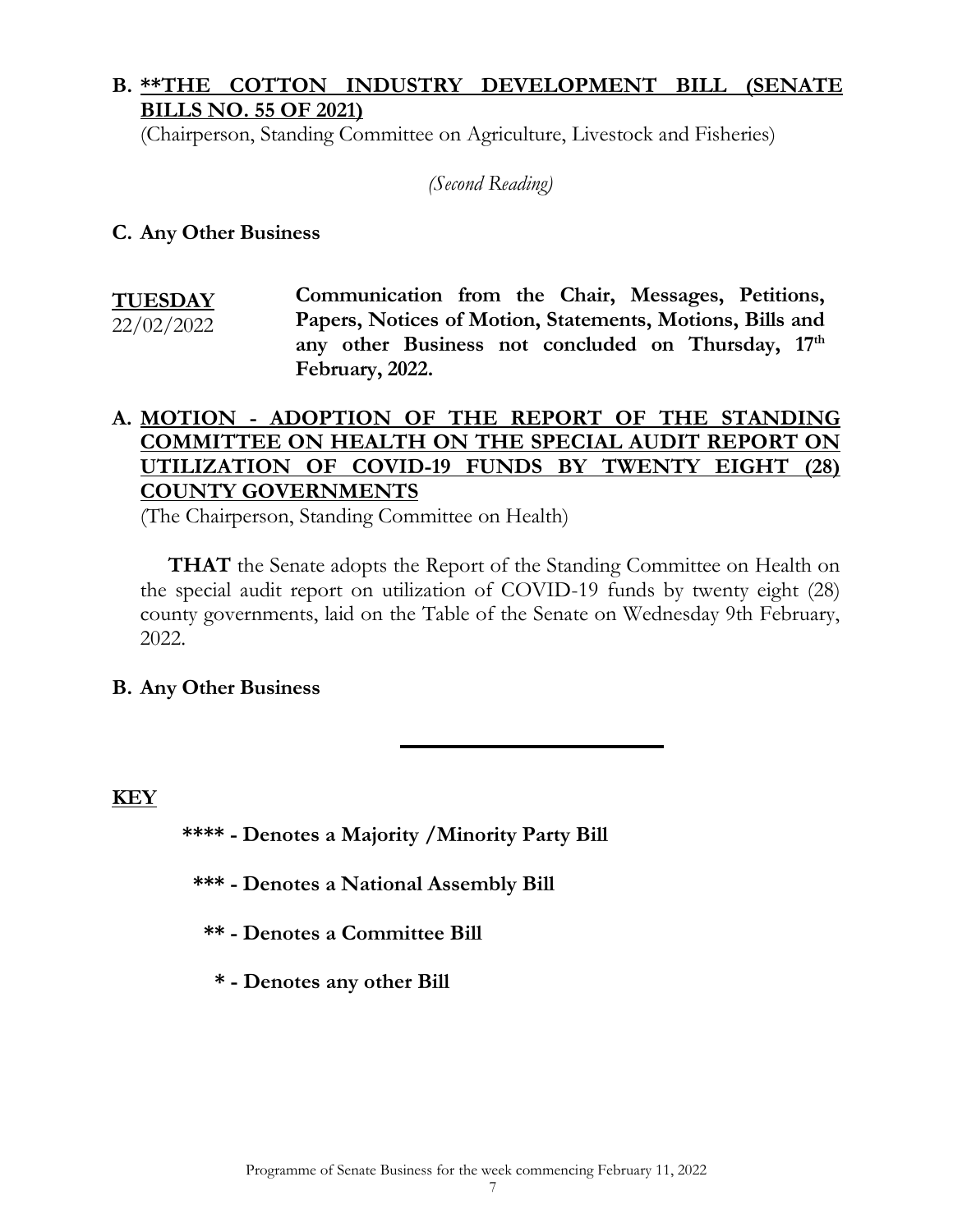**B. <u>**THE COTTON INDUSTRY DEVELOPMENT BILL (SENATE BILLS NO. 55 OF 2021)</u>**
(Chairperson, Standing Committee on Agriculture, Livestock and Fisheries)

*(Second Reading)*

**C. Any Other Business**

**<u>TUESDAY</u>**
22/02/2022

**Communication from the Chair, Messages, Petitions, Papers, Notices of Motion, Statements, Motions, Bills and any other Business not concluded on Thursday, 17th February, 2022.**

**A. <u>MOTION - ADOPTION OF THE REPORT OF THE STANDING COMMITTEE ON HEALTH ON THE SPECIAL AUDIT REPORT ON UTILIZATION OF COVID-19 FUNDS BY TWENTY EIGHT (28) COUNTY GOVERNMENTS</u>**
(The Chairperson, Standing Committee on Health)

**THAT** the Senate adopts the Report of the Standing Committee on Health on the special audit report on utilization of COVID-19 funds by twenty eight (28) county governments, laid on the Table of the Senate on Wednesday 9th February, 2022.

**B. Any Other Business**

---

**<u>KEY</u>**

**\*\*\*\* - Denotes a Majority /Minority Party Bill**

**\*\*\* - Denotes a National Assembly Bill**

**\*\* - Denotes a Committee Bill**

**\* - Denotes any other Bill**